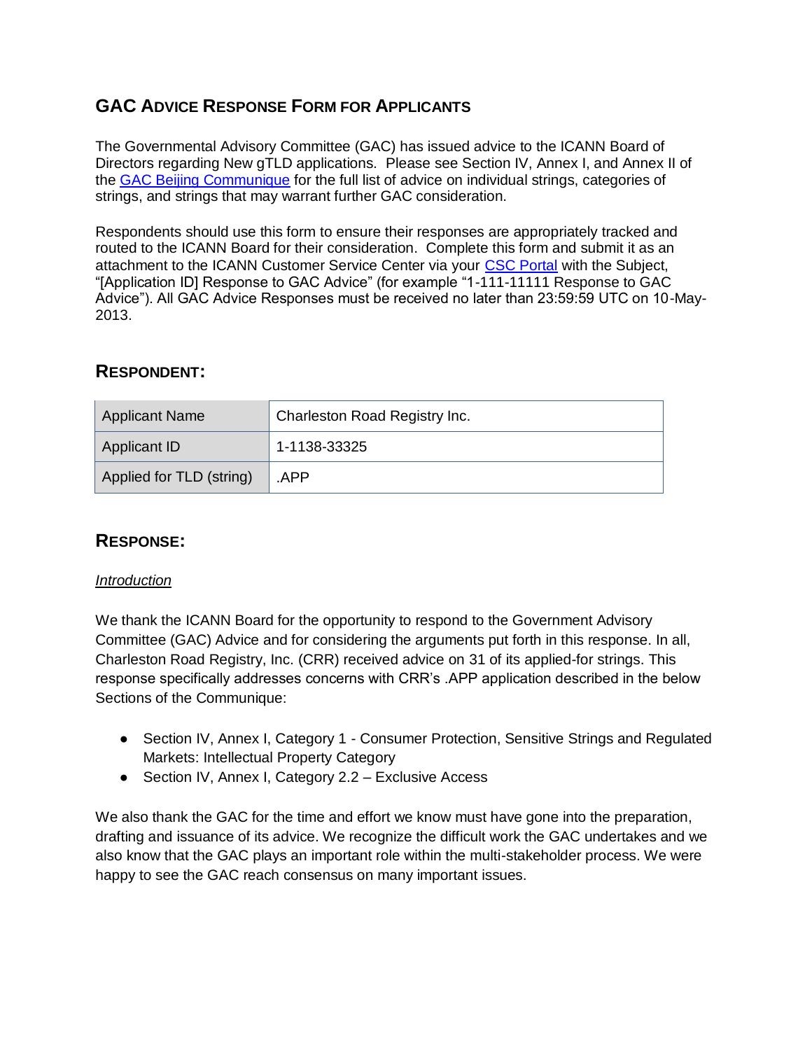# GAC Advice Response Form for Applicants

The Governmental Advisory Committee (GAC) has issued advice to the ICANN Board of Directors regarding New gTLD applications. Please see Section IV, Annex I, and Annex II of the GAC Beijing Communique for the full list of advice on individual strings, categories of strings, and strings that may warrant further GAC consideration.

Respondents should use this form to ensure their responses are appropriately tracked and routed to the ICANN Board for their consideration. Complete this form and submit it as an attachment to the ICANN Customer Service Center via your CSC Portal with the Subject, "[Application ID] Response to GAC Advice" (for example "1-111-11111 Response to GAC Advice"). All GAC Advice Responses must be received no later than 23:59:59 UTC on 10-May-2013.

## Respondent:

| Applicant Name | Charleston Road Registry Inc. |
|---|---|
| Applicant ID | 1-1138-33325 |
| Applied for TLD (string) | .APP |

## Response:

*Introduction*

We thank the ICANN Board for the opportunity to respond to the Government Advisory Committee (GAC) Advice and for considering the arguments put forth in this response. In all, Charleston Road Registry, Inc. (CRR) received advice on 31 of its applied-for strings. This response specifically addresses concerns with CRR's .APP application described in the below Sections of the Communique:

- Section IV, Annex I, Category 1 - Consumer Protection, Sensitive Strings and Regulated Markets: Intellectual Property Category
- Section IV, Annex I, Category 2.2 – Exclusive Access

We also thank the GAC for the time and effort we know must have gone into the preparation, drafting and issuance of its advice. We recognize the difficult work the GAC undertakes and we also know that the GAC plays an important role within the multi-stakeholder process. We were happy to see the GAC reach consensus on many important issues.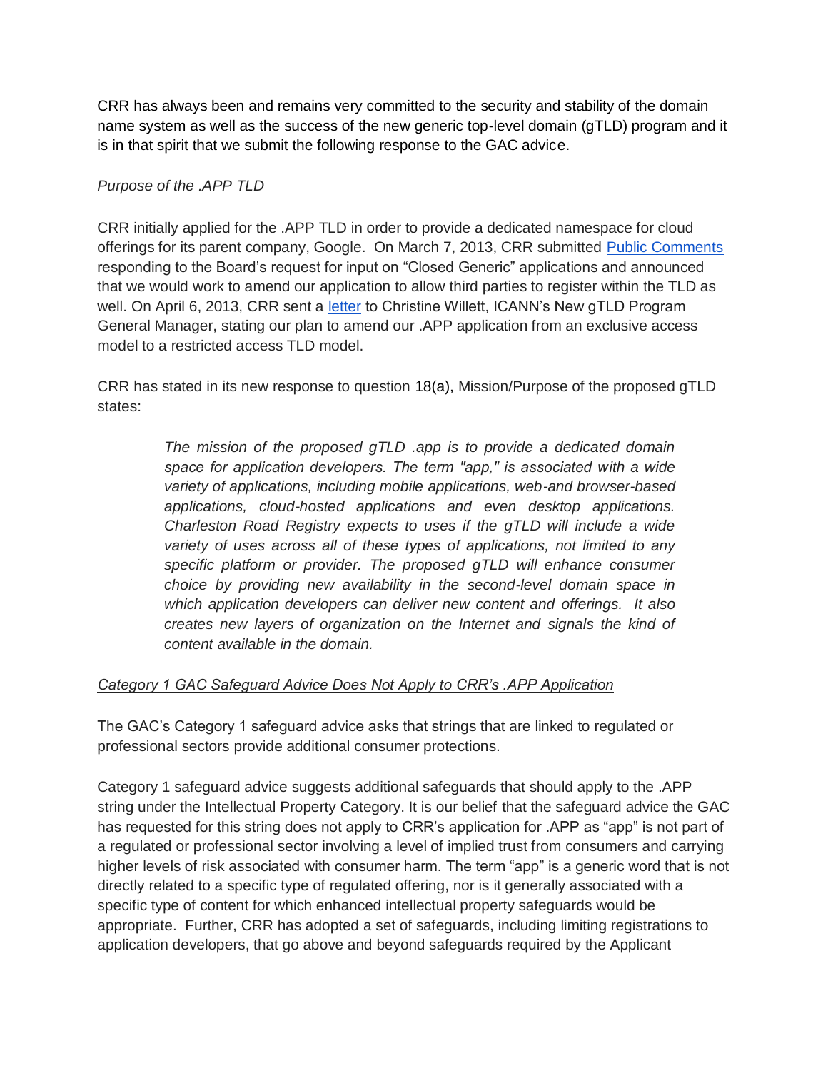CRR has always been and remains very committed to the security and stability of the domain name system as well as the success of the new generic top-level domain (gTLD) program and it is in that spirit that we submit the following response to the GAC advice.

*Purpose of the .APP TLD*

CRR initially applied for the .APP TLD in order to provide a dedicated namespace for cloud offerings for its parent company, Google. On March 7, 2013, CRR submitted Public Comments responding to the Board's request for input on "Closed Generic" applications and announced that we would work to amend our application to allow third parties to register within the TLD as well. On April 6, 2013, CRR sent a letter to Christine Willett, ICANN's New gTLD Program General Manager, stating our plan to amend our .APP application from an exclusive access model to a restricted access TLD model.

CRR has stated in its new response to question 18(a), Mission/Purpose of the proposed gTLD states:

> *The mission of the proposed gTLD .app is to provide a dedicated domain space for application developers. The term "app," is associated with a wide variety of applications, including mobile applications, web-and browser-based applications, cloud-hosted applications and even desktop applications. Charleston Road Registry expects to uses if the gTLD will include a wide variety of uses across all of these types of applications, not limited to any specific platform or provider. The proposed gTLD will enhance consumer choice by providing new availability in the second-level domain space in which application developers can deliver new content and offerings. It also creates new layers of organization on the Internet and signals the kind of content available in the domain.*

*Category 1 GAC Safeguard Advice Does Not Apply to CRR's .APP Application*

The GAC's Category 1 safeguard advice asks that strings that are linked to regulated or professional sectors provide additional consumer protections.

Category 1 safeguard advice suggests additional safeguards that should apply to the .APP string under the Intellectual Property Category. It is our belief that the safeguard advice the GAC has requested for this string does not apply to CRR's application for .APP as "app" is not part of a regulated or professional sector involving a level of implied trust from consumers and carrying higher levels of risk associated with consumer harm. The term "app" is a generic word that is not directly related to a specific type of regulated offering, nor is it generally associated with a specific type of content for which enhanced intellectual property safeguards would be appropriate. Further, CRR has adopted a set of safeguards, including limiting registrations to application developers, that go above and beyond safeguards required by the Applicant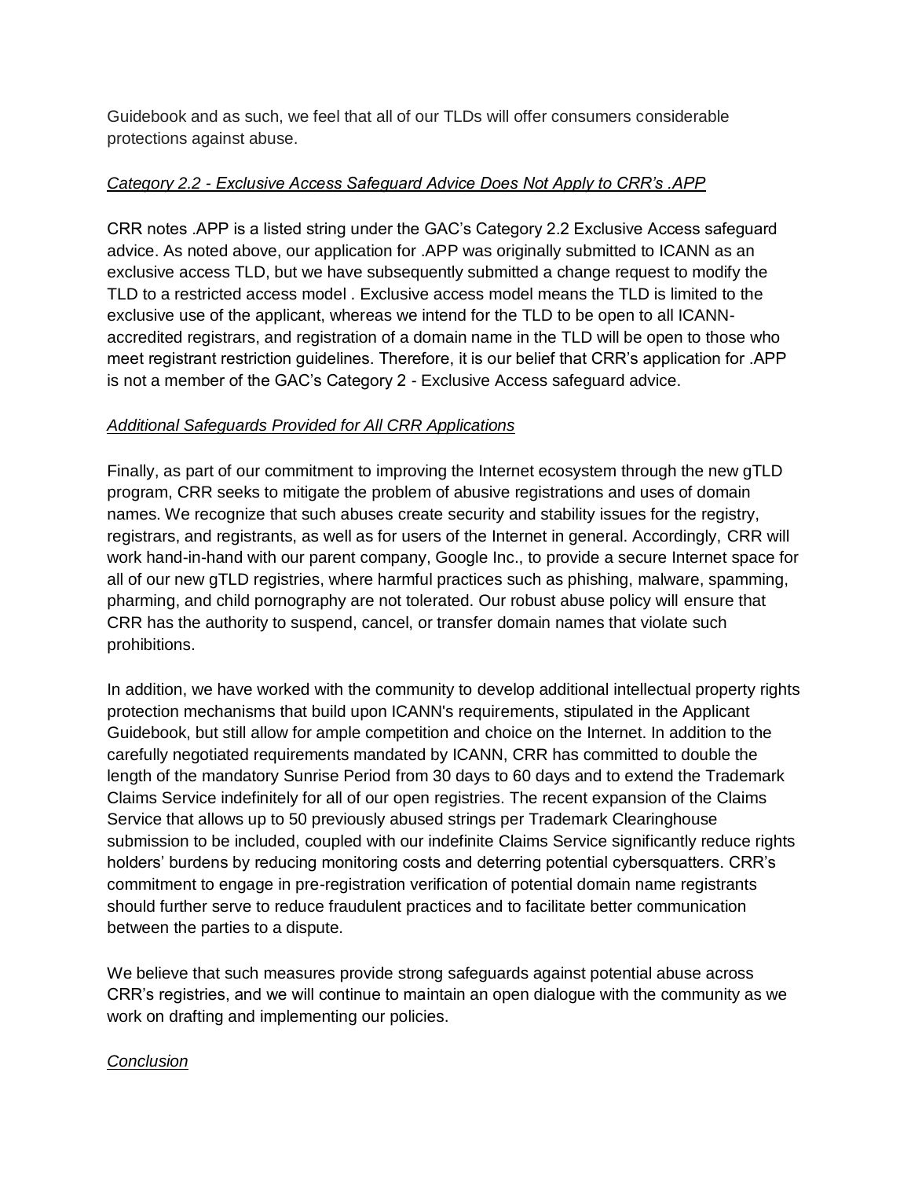Guidebook and as such, we feel that all of our TLDs will offer consumers considerable protections against abuse.

*Category 2.2 - Exclusive Access Safeguard Advice Does Not Apply to CRR's .APP*

CRR notes .APP is a listed string under the GAC's Category 2.2 Exclusive Access safeguard advice. As noted above, our application for .APP was originally submitted to ICANN as an exclusive access TLD, but we have subsequently submitted a change request to modify the TLD to a restricted access model . Exclusive access model means the TLD is limited to the exclusive use of the applicant, whereas we intend for the TLD to be open to all ICANN-accredited registrars, and registration of a domain name in the TLD will be open to those who meet registrant restriction guidelines. Therefore, it is our belief that CRR's application for .APP is not a member of the GAC's Category 2 - Exclusive Access safeguard advice.

*Additional Safeguards Provided for All CRR Applications*

Finally, as part of our commitment to improving the Internet ecosystem through the new gTLD program, CRR seeks to mitigate the problem of abusive registrations and uses of domain names. We recognize that such abuses create security and stability issues for the registry, registrars, and registrants, as well as for users of the Internet in general. Accordingly, CRR will work hand-in-hand with our parent company, Google Inc., to provide a secure Internet space for all of our new gTLD registries, where harmful practices such as phishing, malware, spamming, pharming, and child pornography are not tolerated. Our robust abuse policy will ensure that CRR has the authority to suspend, cancel, or transfer domain names that violate such prohibitions.

In addition, we have worked with the community to develop additional intellectual property rights protection mechanisms that build upon ICANN's requirements, stipulated in the Applicant Guidebook, but still allow for ample competition and choice on the Internet. In addition to the carefully negotiated requirements mandated by ICANN, CRR has committed to double the length of the mandatory Sunrise Period from 30 days to 60 days and to extend the Trademark Claims Service indefinitely for all of our open registries. The recent expansion of the Claims Service that allows up to 50 previously abused strings per Trademark Clearinghouse submission to be included, coupled with our indefinite Claims Service significantly reduce rights holders' burdens by reducing monitoring costs and deterring potential cybersquatters. CRR's commitment to engage in pre-registration verification of potential domain name registrants should further serve to reduce fraudulent practices and to facilitate better communication between the parties to a dispute.

We believe that such measures provide strong safeguards against potential abuse across CRR's registries, and we will continue to maintain an open dialogue with the community as we work on drafting and implementing our policies.

*Conclusion*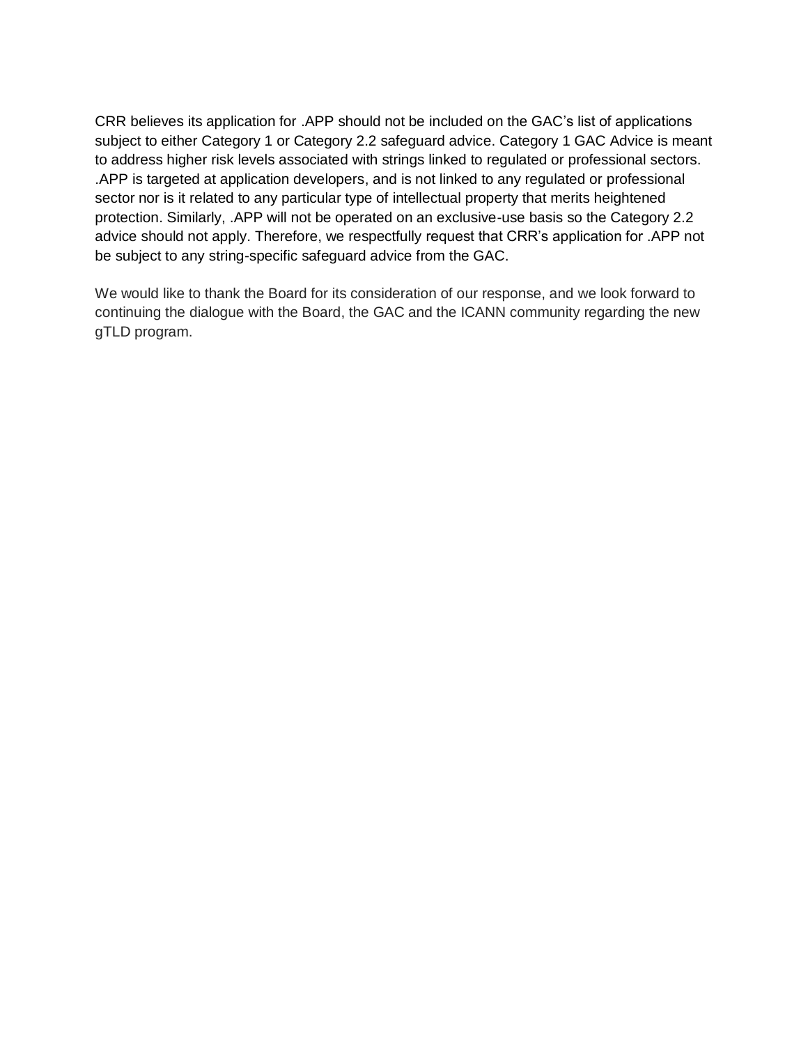CRR believes its application for .APP should not be included on the GAC's list of applications subject to either Category 1 or Category 2.2 safeguard advice. Category 1 GAC Advice is meant to address higher risk levels associated with strings linked to regulated or professional sectors. .APP is targeted at application developers, and is not linked to any regulated or professional sector nor is it related to any particular type of intellectual property that merits heightened protection. Similarly, .APP will not be operated on an exclusive-use basis so the Category 2.2 advice should not apply. Therefore, we respectfully request that CRR's application for .APP not be subject to any string-specific safeguard advice from the GAC.

We would like to thank the Board for its consideration of our response, and we look forward to continuing the dialogue with the Board, the GAC and the ICANN community regarding the new gTLD program.